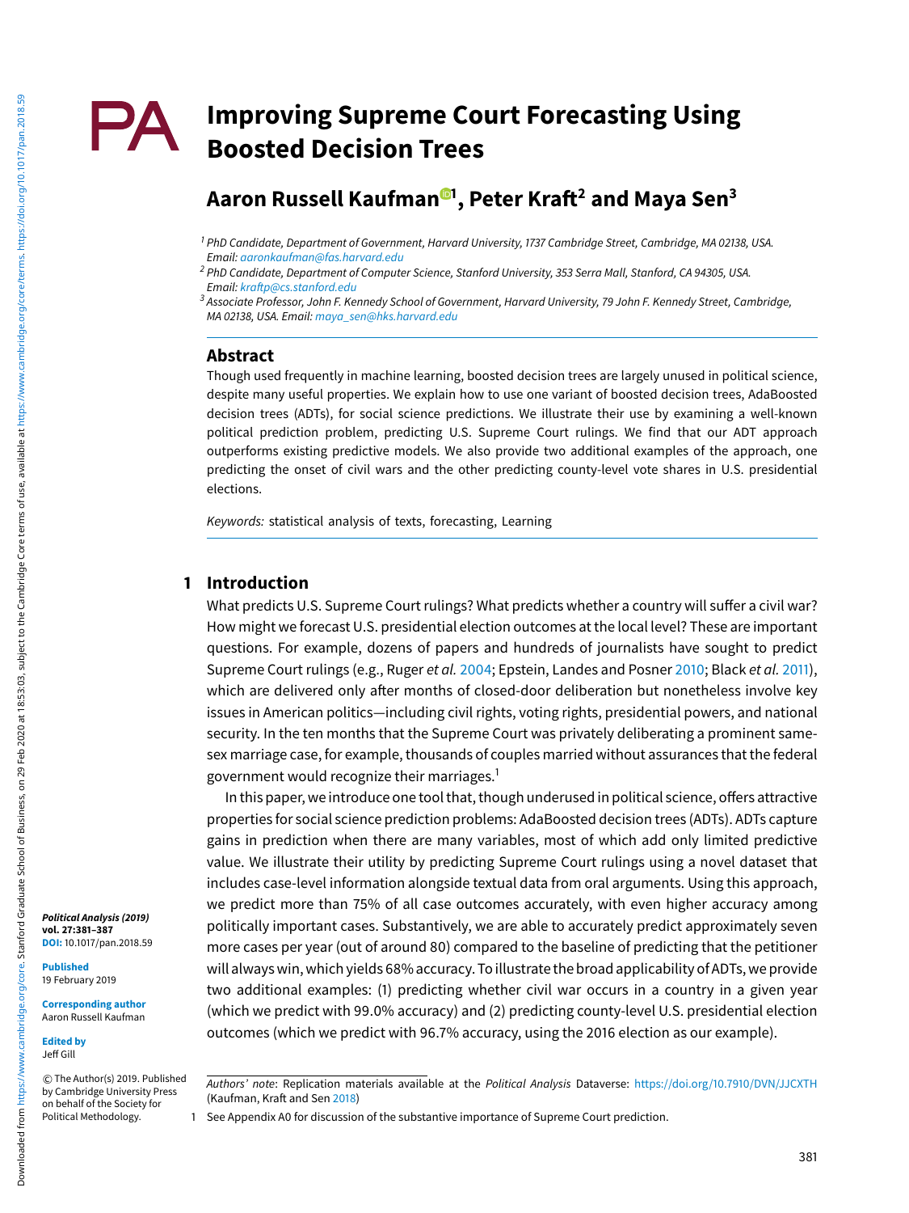# Improving Supreme Court Forecasting Using Boosted Decision Trees

## Aaron Russell Kaufman[1], Peter Kraft[2] and Maya Sen[3]

[1] PhD Candidate, Department of Government, Harvard University, 1737 Cambridge Street, Cambridge, MA 02138, USA. Email: aaronkaufman@fas.harvard.edu

[2] PhD Candidate, Department of Computer Science, Stanford University, 353 Serra Mall, Stanford, CA 94305, USA. Email: kraftp@cs.stanford.edu

[3] Associate Professor, John F. Kennedy School of Government, Harvard University, 79 John F. Kennedy Street, Cambridge, MA 02138, USA. Email: maya_sen@hks.harvard.edu

## Abstract

Though used frequently in machine learning, boosted decision trees are largely unused in political science, despite many useful properties. We explain how to use one variant of boosted decision trees, AdaBoosted decision trees (ADTs), for social science predictions. We illustrate their use by examining a well-known political prediction problem, predicting U.S. Supreme Court rulings. We find that our ADT approach outperforms existing predictive models. We also provide two additional examples of the approach, one predicting the onset of civil wars and the other predicting county-level vote shares in U.S. presidential elections.

*Keywords:* statistical analysis of texts, forecasting, Learning

## 1 Introduction

What predicts U.S. Supreme Court rulings? What predicts whether a country will suffer a civil war? How might we forecast U.S. presidential election outcomes at the local level? These are important questions. For example, dozens of papers and hundreds of journalists have sought to predict Supreme Court rulings (e.g., Ruger *et al.* 2004; Epstein, Landes and Posner 2010; Black *et al.* 2011), which are delivered only after months of closed-door deliberation but nonetheless involve key issues in American politics—including civil rights, voting rights, presidential powers, and national security. In the ten months that the Supreme Court was privately deliberating a prominent same-sex marriage case, for example, thousands of couples married without assurances that the federal government would recognize their marriages.[1]

In this paper, we introduce one tool that, though underused in political science, offers attractive properties for social science prediction problems: AdaBoosted decision trees (ADTs). ADTs capture gains in prediction when there are many variables, most of which add only limited predictive value. We illustrate their utility by predicting Supreme Court rulings using a novel dataset that includes case-level information alongside textual data from oral arguments. Using this approach, we predict more than 75% of all case outcomes accurately, with even higher accuracy among politically important cases. Substantively, we are able to accurately predict approximately seven more cases per year (out of around 80) compared to the baseline of predicting that the petitioner will always win, which yields 68% accuracy. To illustrate the broad applicability of ADTs, we provide two additional examples: (1) predicting whether civil war occurs in a country in a given year (which we predict with 99.0% accuracy) and (2) predicting county-level U.S. presidential election outcomes (which we predict with 96.7% accuracy, using the 2016 election as our example).

*Political Analysis (2019)* **vol. 27:381–387** **DOI:** 10.1017/pan.2018.59

**Published** 19 February 2019

**Corresponding author** Aaron Russell Kaufman

**Edited by** Jeff Gill

© The Author(s) 2019. Published by Cambridge University Press on behalf of the Society for Political Methodology.

*Authors' note*: Replication materials available at the *Political Analysis* Dataverse: https://doi.org/10.7910/DVN/JJCXTH (Kaufman, Kraft and Sen 2018)

1 See Appendix A0 for discussion of the substantive importance of Supreme Court prediction.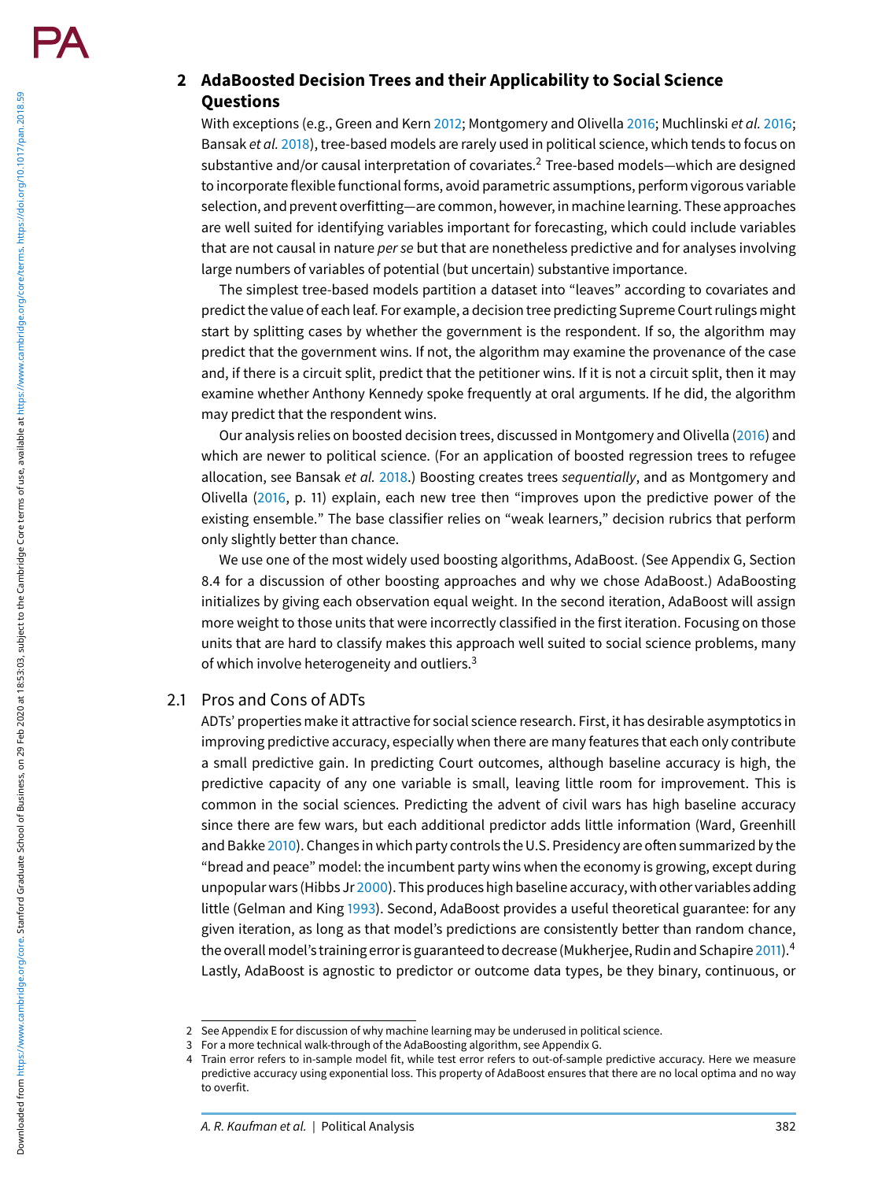## 2 AdaBoosted Decision Trees and their Applicability to Social Science Questions

With exceptions (e.g., Green and Kern 2012; Montgomery and Olivella 2016; Muchlinski *et al.* 2016; Bansak *et al.* 2018), tree-based models are rarely used in political science, which tends to focus on substantive and/or causal interpretation of covariates.[2] Tree-based models—which are designed to incorporate flexible functional forms, avoid parametric assumptions, perform vigorous variable selection, and prevent overfitting—are common, however, in machine learning. These approaches are well suited for identifying variables important for forecasting, which could include variables that are not causal in nature *per se* but that are nonetheless predictive and for analyses involving large numbers of variables of potential (but uncertain) substantive importance.

The simplest tree-based models partition a dataset into "leaves" according to covariates and predict the value of each leaf. For example, a decision tree predicting Supreme Court rulings might start by splitting cases by whether the government is the respondent. If so, the algorithm may predict that the government wins. If not, the algorithm may examine the provenance of the case and, if there is a circuit split, predict that the petitioner wins. If it is not a circuit split, then it may examine whether Anthony Kennedy spoke frequently at oral arguments. If he did, the algorithm may predict that the respondent wins.

Our analysis relies on boosted decision trees, discussed in Montgomery and Olivella (2016) and which are newer to political science. (For an application of boosted regression trees to refugee allocation, see Bansak *et al.* 2018.) Boosting creates trees *sequentially*, and as Montgomery and Olivella (2016, p. 11) explain, each new tree then "improves upon the predictive power of the existing ensemble." The base classifier relies on "weak learners," decision rubrics that perform only slightly better than chance.

We use one of the most widely used boosting algorithms, AdaBoost. (See Appendix G, Section 8.4 for a discussion of other boosting approaches and why we chose AdaBoost.) AdaBoosting initializes by giving each observation equal weight. In the second iteration, AdaBoost will assign more weight to those units that were incorrectly classified in the first iteration. Focusing on those units that are hard to classify makes this approach well suited to social science problems, many of which involve heterogeneity and outliers.[3]

### 2.1 Pros and Cons of ADTs

ADTs' properties make it attractive for social science research. First, it has desirable asymptotics in improving predictive accuracy, especially when there are many features that each only contribute a small predictive gain. In predicting Court outcomes, although baseline accuracy is high, the predictive capacity of any one variable is small, leaving little room for improvement. This is common in the social sciences. Predicting the advent of civil wars has high baseline accuracy since there are few wars, but each additional predictor adds little information (Ward, Greenhill and Bakke 2010). Changes in which party controls the U.S. Presidency are often summarized by the "bread and peace" model: the incumbent party wins when the economy is growing, except during unpopular wars (Hibbs Jr 2000). This produces high baseline accuracy, with other variables adding little (Gelman and King 1993). Second, AdaBoost provides a useful theoretical guarantee: for any given iteration, as long as that model's predictions are consistently better than random chance, the overall model's training error is guaranteed to decrease (Mukherjee, Rudin and Schapire 2011).[4] Lastly, AdaBoost is agnostic to predictor or outcome data types, be they binary, continuous, or

---

2 See Appendix E for discussion of why machine learning may be underused in political science.

3 For a more technical walk-through of the AdaBoosting algorithm, see Appendix G.

4 Train error refers to in-sample model fit, while test error refers to out-of-sample predictive accuracy. Here we measure predictive accuracy using exponential loss. This property of AdaBoost ensures that there are no local optima and no way to overfit.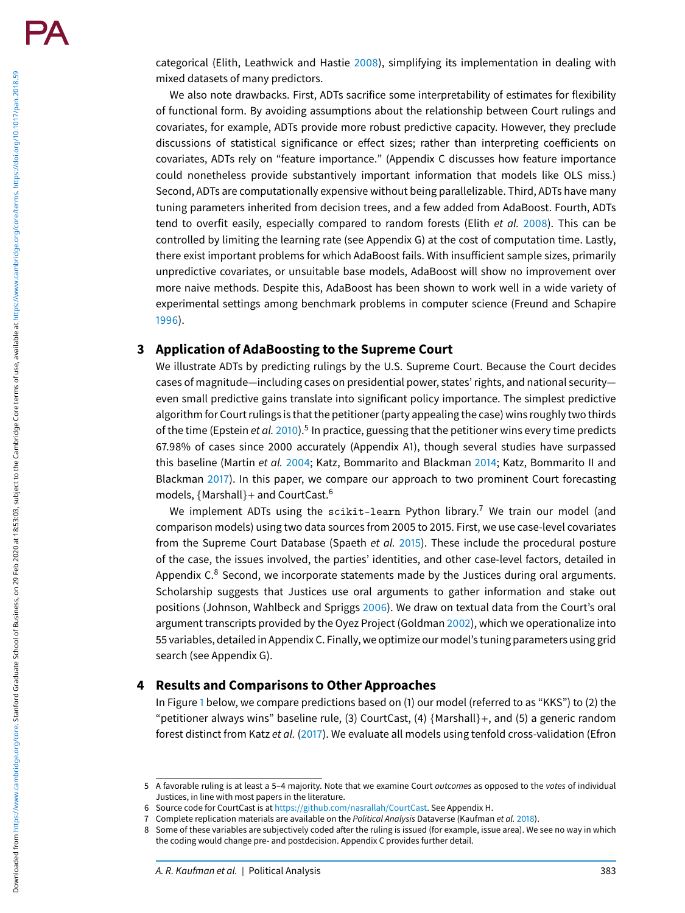categorical (Elith, Leathwick and Hastie 2008), simplifying its implementation in dealing with mixed datasets of many predictors.

We also note drawbacks. First, ADTs sacrifice some interpretability of estimates for flexibility of functional form. By avoiding assumptions about the relationship between Court rulings and covariates, for example, ADTs provide more robust predictive capacity. However, they preclude discussions of statistical significance or effect sizes; rather than interpreting coefficients on covariates, ADTs rely on "feature importance." (Appendix C discusses how feature importance could nonetheless provide substantively important information that models like OLS miss.) Second, ADTs are computationally expensive without being parallelizable. Third, ADTs have many tuning parameters inherited from decision trees, and a few added from AdaBoost. Fourth, ADTs tend to overfit easily, especially compared to random forests (Elith *et al.* 2008). This can be controlled by limiting the learning rate (see Appendix G) at the cost of computation time. Lastly, there exist important problems for which AdaBoost fails. With insufficient sample sizes, primarily unpredictive covariates, or unsuitable base models, AdaBoost will show no improvement over more naive methods. Despite this, AdaBoost has been shown to work well in a wide variety of experimental settings among benchmark problems in computer science (Freund and Schapire 1996).

## 3 Application of AdaBoosting to the Supreme Court

We illustrate ADTs by predicting rulings by the U.S. Supreme Court. Because the Court decides cases of magnitude—including cases on presidential power, states' rights, and national security—even small predictive gains translate into significant policy importance. The simplest predictive algorithm for Court rulings is that the petitioner (party appealing the case) wins roughly two thirds of the time (Epstein *et al.* 2010).[5] In practice, guessing that the petitioner wins every time predicts 67.98% of cases since 2000 accurately (Appendix A1), though several studies have surpassed this baseline (Martin *et al.* 2004; Katz, Bommarito and Blackman 2014; Katz, Bommarito II and Blackman 2017). In this paper, we compare our approach to two prominent Court forecasting models, {Marshall}+ and CourtCast.[6]

We implement ADTs using the `scikit-learn` Python library.[7] We train our model (and comparison models) using two data sources from 2005 to 2015. First, we use case-level covariates from the Supreme Court Database (Spaeth *et al.* 2015). These include the procedural posture of the case, the issues involved, the parties' identities, and other case-level factors, detailed in Appendix C.[8] Second, we incorporate statements made by the Justices during oral arguments. Scholarship suggests that Justices use oral arguments to gather information and stake out positions (Johnson, Wahlbeck and Spriggs 2006). We draw on textual data from the Court's oral argument transcripts provided by the Oyez Project (Goldman 2002), which we operationalize into 55 variables, detailed in Appendix C. Finally, we optimize our model's tuning parameters using grid search (see Appendix G).

## 4 Results and Comparisons to Other Approaches

In Figure 1 below, we compare predictions based on (1) our model (referred to as "KKS") to (2) the "petitioner always wins" baseline rule, (3) CourtCast, (4) {Marshall}+, and (5) a generic random forest distinct from Katz *et al.* (2017). We evaluate all models using tenfold cross-validation (Efron

---

5 A favorable ruling is at least a 5–4 majority. Note that we examine Court *outcomes* as opposed to the *votes* of individual Justices, in line with most papers in the literature.

6 Source code for CourtCast is at https://github.com/nasrallah/CourtCast. See Appendix H.

7 Complete replication materials are available on the *Political Analysis* Dataverse (Kaufman *et al.* 2018).

8 Some of these variables are subjectively coded after the ruling is issued (for example, issue area). We see no way in which the coding would change pre- and postdecision. Appendix C provides further detail.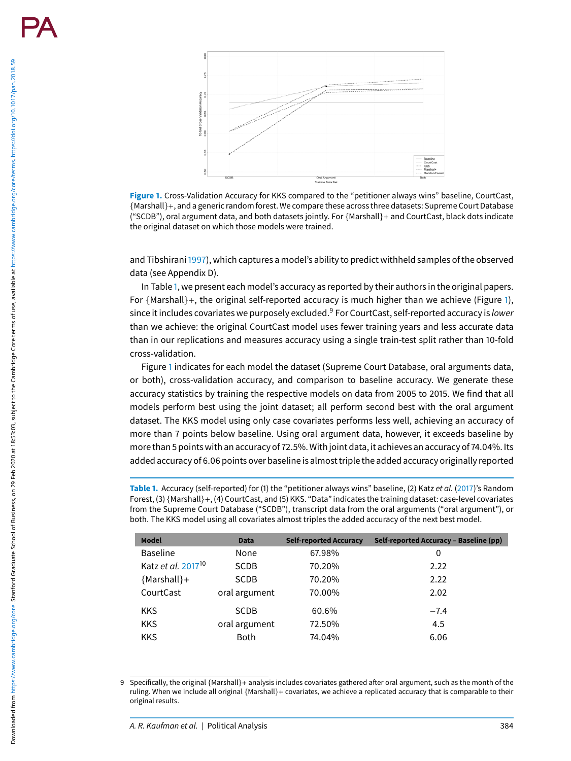**Figure 1.** Cross-Validation Accuracy for KKS compared to the "petitioner always wins" baseline, CourtCast, {Marshall}+, and a generic random forest. We compare these across three datasets: Supreme Court Database ("SCDB"), oral argument data, and both datasets jointly. For {Marshall}+ and CourtCast, black dots indicate the original dataset on which those models were trained.

and Tibshirani 1997), which captures a model's ability to predict withheld samples of the observed data (see Appendix D).

In Table 1, we present each model's accuracy as reported by their authors in the original papers. For {Marshall}+, the original self-reported accuracy is much higher than we achieve (Figure 1), since it includes covariates we purposely excluded.[9] For CourtCast, self-reported accuracy is *lower* than we achieve: the original CourtCast model uses fewer training years and less accurate data than in our replications and measures accuracy using a single train-test split rather than 10-fold cross-validation.

Figure 1 indicates for each model the dataset (Supreme Court Database, oral arguments data, or both), cross-validation accuracy, and comparison to baseline accuracy. We generate these accuracy statistics by training the respective models on data from 2005 to 2015. We find that all models perform best using the joint dataset; all perform second best with the oral argument dataset. The KKS model using only case covariates performs less well, achieving an accuracy of more than 7 points below baseline. Using oral argument data, however, it exceeds baseline by more than 5 points with an accuracy of 72.5%. With joint data, it achieves an accuracy of 74.04%. Its added accuracy of 6.06 points over baseline is almost triple the added accuracy originally reported

**Table 1.** Accuracy (self-reported) for (1) the "petitioner always wins" baseline, (2) Katz *et al.* (2017)'s Random Forest, (3) {Marshall}+, (4) CourtCast, and (5) KKS. "Data" indicates the training dataset: case-level covariates from the Supreme Court Database ("SCDB"), transcript data from the oral arguments ("oral argument"), or both. The KKS model using all covariates almost triples the added accuracy of the next best model.

| Model | Data | Self-reported Accuracy | Self-reported Accuracy – Baseline (pp) |
|---|---|---|---|
| Baseline | None | 67.98% | 0 |
| Katz *et al.* 2017[10] | SCDB | 70.20% | 2.22 |
| {Marshall}+ | SCDB | 70.20% | 2.22 |
| CourtCast | oral argument | 70.00% | 2.02 |
| KKS | SCDB | 60.6% | −7.4 |
| KKS | oral argument | 72.50% | 4.5 |
| KKS | Both | 74.04% | 6.06 |

9 Specifically, the original {Marshall}+ analysis includes covariates gathered after oral argument, such as the month of the ruling. When we include all original {Marshall}+ covariates, we achieve a replicated accuracy that is comparable to their original results.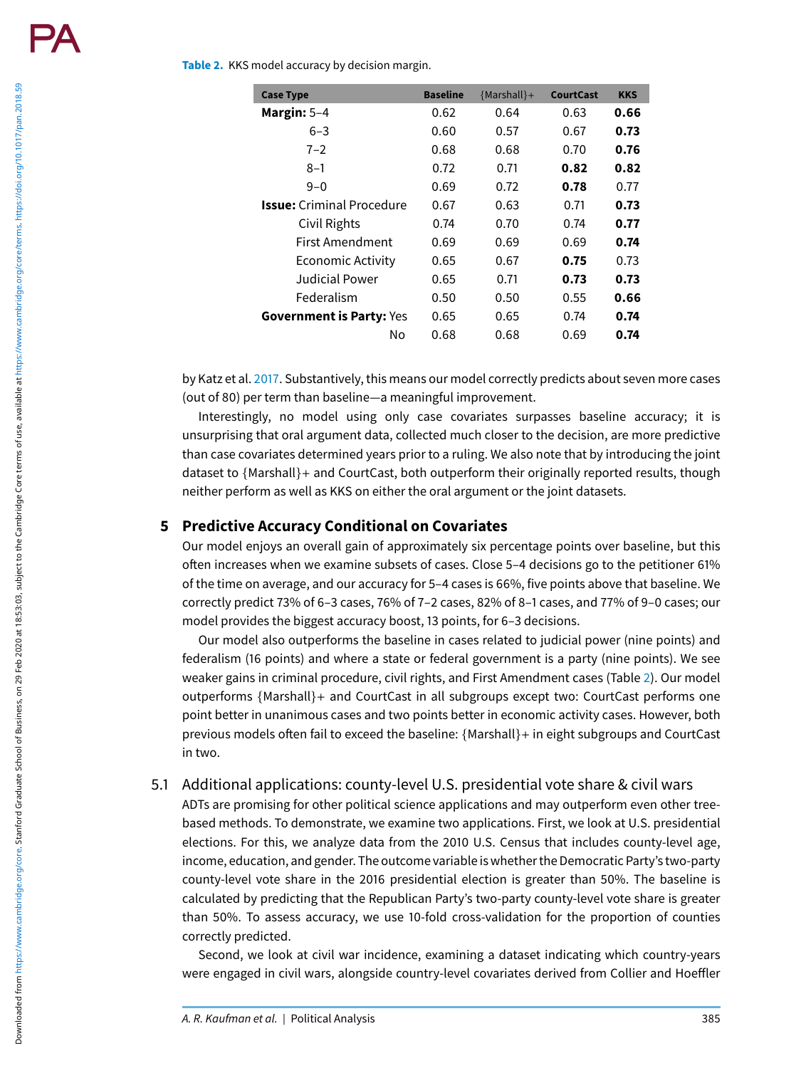**Table 2.** KKS model accuracy by decision margin.

| Case Type | Baseline | {Marshall}+ | CourtCast | KKS |
|---|---|---|---|---|
| **Margin:** 5–4 | 0.62 | 0.64 | 0.63 | **0.66** |
| 6–3 | 0.60 | 0.57 | 0.67 | **0.73** |
| 7–2 | 0.68 | 0.68 | 0.70 | **0.76** |
| 8–1 | 0.72 | 0.71 | **0.82** | **0.82** |
| 9–0 | 0.69 | 0.72 | **0.78** | 0.77 |
| **Issue:** Criminal Procedure | 0.67 | 0.63 | 0.71 | **0.73** |
| Civil Rights | 0.74 | 0.70 | 0.74 | **0.77** |
| First Amendment | 0.69 | 0.69 | 0.69 | **0.74** |
| Economic Activity | 0.65 | 0.67 | **0.75** | 0.73 |
| Judicial Power | 0.65 | 0.71 | **0.73** | **0.73** |
| Federalism | 0.50 | 0.50 | 0.55 | **0.66** |
| **Government is Party:** Yes | 0.65 | 0.65 | 0.74 | **0.74** |
| No | 0.68 | 0.68 | 0.69 | **0.74** |

by Katz et al. 2017. Substantively, this means our model correctly predicts about seven more cases (out of 80) per term than baseline—a meaningful improvement.

Interestingly, no model using only case covariates surpasses baseline accuracy; it is unsurprising that oral argument data, collected much closer to the decision, are more predictive than case covariates determined years prior to a ruling. We also note that by introducing the joint dataset to {Marshall}+ and CourtCast, both outperform their originally reported results, though neither perform as well as KKS on either the oral argument or the joint datasets.

## 5 Predictive Accuracy Conditional on Covariates

Our model enjoys an overall gain of approximately six percentage points over baseline, but this often increases when we examine subsets of cases. Close 5–4 decisions go to the petitioner 61% of the time on average, and our accuracy for 5–4 cases is 66%, five points above that baseline. We correctly predict 73% of 6–3 cases, 76% of 7–2 cases, 82% of 8–1 cases, and 77% of 9–0 cases; our model provides the biggest accuracy boost, 13 points, for 6–3 decisions.

Our model also outperforms the baseline in cases related to judicial power (nine points) and federalism (16 points) and where a state or federal government is a party (nine points). We see weaker gains in criminal procedure, civil rights, and First Amendment cases (Table 2). Our model outperforms {Marshall}+ and CourtCast in all subgroups except two: CourtCast performs one point better in unanimous cases and two points better in economic activity cases. However, both previous models often fail to exceed the baseline: {Marshall}+ in eight subgroups and CourtCast in two.

### 5.1 Additional applications: county-level U.S. presidential vote share & civil wars

ADTs are promising for other political science applications and may outperform even other tree-based methods. To demonstrate, we examine two applications. First, we look at U.S. presidential elections. For this, we analyze data from the 2010 U.S. Census that includes county-level age, income, education, and gender. The outcome variable is whether the Democratic Party's two-party county-level vote share in the 2016 presidential election is greater than 50%. The baseline is calculated by predicting that the Republican Party's two-party county-level vote share is greater than 50%. To assess accuracy, we use 10-fold cross-validation for the proportion of counties correctly predicted.

Second, we look at civil war incidence, examining a dataset indicating which country-years were engaged in civil wars, alongside country-level covariates derived from Collier and Hoeffler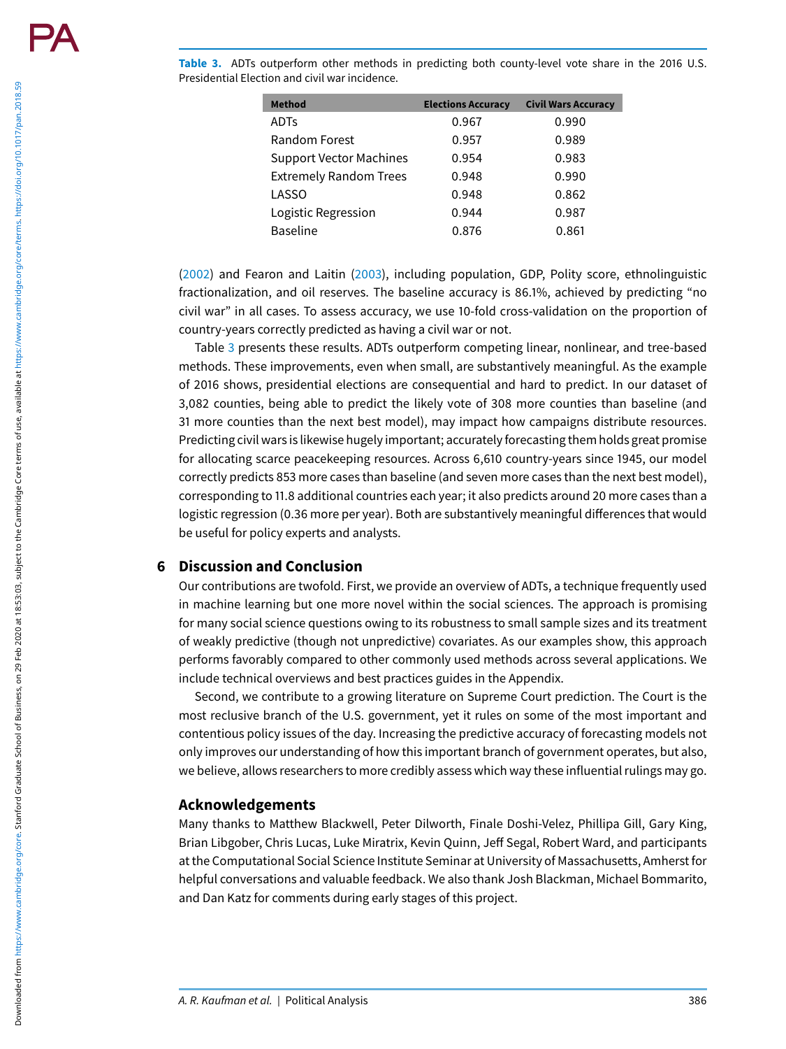**Table 3.** ADTs outperform other methods in predicting both county-level vote share in the 2016 U.S. Presidential Election and civil war incidence.

| Method | Elections Accuracy | Civil Wars Accuracy |
|---|---|---|
| ADTs | 0.967 | 0.990 |
| Random Forest | 0.957 | 0.989 |
| Support Vector Machines | 0.954 | 0.983 |
| Extremely Random Trees | 0.948 | 0.990 |
| LASSO | 0.948 | 0.862 |
| Logistic Regression | 0.944 | 0.987 |
| Baseline | 0.876 | 0.861 |

(2002) and Fearon and Laitin (2003), including population, GDP, Polity score, ethnolinguistic fractionalization, and oil reserves. The baseline accuracy is 86.1%, achieved by predicting "no civil war" in all cases. To assess accuracy, we use 10-fold cross-validation on the proportion of country-years correctly predicted as having a civil war or not.

Table 3 presents these results. ADTs outperform competing linear, nonlinear, and tree-based methods. These improvements, even when small, are substantively meaningful. As the example of 2016 shows, presidential elections are consequential and hard to predict. In our dataset of 3,082 counties, being able to predict the likely vote of 308 more counties than baseline (and 31 more counties than the next best model), may impact how campaigns distribute resources. Predicting civil wars is likewise hugely important; accurately forecasting them holds great promise for allocating scarce peacekeeping resources. Across 6,610 country-years since 1945, our model correctly predicts 853 more cases than baseline (and seven more cases than the next best model), corresponding to 11.8 additional countries each year; it also predicts around 20 more cases than a logistic regression (0.36 more per year). Both are substantively meaningful differences that would be useful for policy experts and analysts.

## 6 Discussion and Conclusion

Our contributions are twofold. First, we provide an overview of ADTs, a technique frequently used in machine learning but one more novel within the social sciences. The approach is promising for many social science questions owing to its robustness to small sample sizes and its treatment of weakly predictive (though not unpredictive) covariates. As our examples show, this approach performs favorably compared to other commonly used methods across several applications. We include technical overviews and best practices guides in the Appendix.

Second, we contribute to a growing literature on Supreme Court prediction. The Court is the most reclusive branch of the U.S. government, yet it rules on some of the most important and contentious policy issues of the day. Increasing the predictive accuracy of forecasting models not only improves our understanding of how this important branch of government operates, but also, we believe, allows researchers to more credibly assess which way these influential rulings may go.

### Acknowledgements

Many thanks to Matthew Blackwell, Peter Dilworth, Finale Doshi-Velez, Phillipa Gill, Gary King, Brian Libgober, Chris Lucas, Luke Miratrix, Kevin Quinn, Jeff Segal, Robert Ward, and participants at the Computational Social Science Institute Seminar at University of Massachusetts, Amherst for helpful conversations and valuable feedback. We also thank Josh Blackman, Michael Bommarito, and Dan Katz for comments during early stages of this project.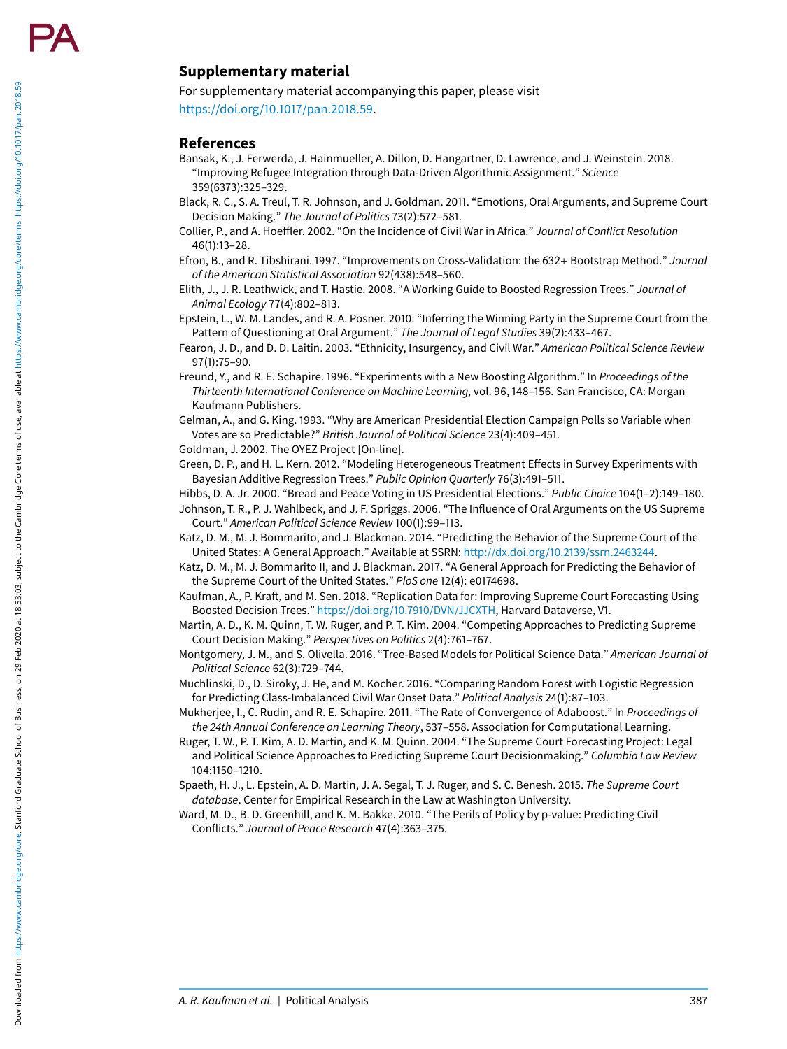## Supplementary material

For supplementary material accompanying this paper, please visit https://doi.org/10.1017/pan.2018.59.

## References

Bansak, K., J. Ferwerda, J. Hainmueller, A. Dillon, D. Hangartner, D. Lawrence, and J. Weinstein. 2018. "Improving Refugee Integration through Data-Driven Algorithmic Assignment." *Science* 359(6373):325–329.

Black, R. C., S. A. Treul, T. R. Johnson, and J. Goldman. 2011. "Emotions, Oral Arguments, and Supreme Court Decision Making." *The Journal of Politics* 73(2):572–581.

Collier, P., and A. Hoeffler. 2002. "On the Incidence of Civil War in Africa." *Journal of Conflict Resolution* 46(1):13–28.

Efron, B., and R. Tibshirani. 1997. "Improvements on Cross-Validation: the 632+ Bootstrap Method." *Journal of the American Statistical Association* 92(438):548–560.

Elith, J., J. R. Leathwick, and T. Hastie. 2008. "A Working Guide to Boosted Regression Trees." *Journal of Animal Ecology* 77(4):802–813.

Epstein, L., W. M. Landes, and R. A. Posner. 2010. "Inferring the Winning Party in the Supreme Court from the Pattern of Questioning at Oral Argument." *The Journal of Legal Studies* 39(2):433–467.

Fearon, J. D., and D. D. Laitin. 2003. "Ethnicity, Insurgency, and Civil War." *American Political Science Review* 97(1):75–90.

Freund, Y., and R. E. Schapire. 1996. "Experiments with a New Boosting Algorithm." In *Proceedings of the Thirteenth International Conference on Machine Learning,* vol. 96, 148–156. San Francisco, CA: Morgan Kaufmann Publishers.

Gelman, A., and G. King. 1993. "Why are American Presidential Election Campaign Polls so Variable when Votes are so Predictable?" *British Journal of Political Science* 23(4):409–451.

Goldman, J. 2002. The OYEZ Project [On-line].

Green, D. P., and H. L. Kern. 2012. "Modeling Heterogeneous Treatment Effects in Survey Experiments with Bayesian Additive Regression Trees." *Public Opinion Quarterly* 76(3):491–511.

Hibbs, D. A. Jr. 2000. "Bread and Peace Voting in US Presidential Elections." *Public Choice* 104(1–2):149–180.

Johnson, T. R., P. J. Wahlbeck, and J. F. Spriggs. 2006. "The Influence of Oral Arguments on the US Supreme Court." *American Political Science Review* 100(1):99–113.

Katz, D. M., M. J. Bommarito, and J. Blackman. 2014. "Predicting the Behavior of the Supreme Court of the United States: A General Approach." Available at SSRN: http://dx.doi.org/10.2139/ssrn.2463244.

Katz, D. M., M. J. Bommarito II, and J. Blackman. 2017. "A General Approach for Predicting the Behavior of the Supreme Court of the United States." *PloS one* 12(4): e0174698.

Kaufman, A., P. Kraft, and M. Sen. 2018. "Replication Data for: Improving Supreme Court Forecasting Using Boosted Decision Trees." https://doi.org/10.7910/DVN/JJCXTH, Harvard Dataverse, V1.

Martin, A. D., K. M. Quinn, T. W. Ruger, and P. T. Kim. 2004. "Competing Approaches to Predicting Supreme Court Decision Making." *Perspectives on Politics* 2(4):761–767.

Montgomery, J. M., and S. Olivella. 2016. "Tree-Based Models for Political Science Data." *American Journal of Political Science* 62(3):729–744.

Muchlinski, D., D. Siroky, J. He, and M. Kocher. 2016. "Comparing Random Forest with Logistic Regression for Predicting Class-Imbalanced Civil War Onset Data." *Political Analysis* 24(1):87–103.

Mukherjee, I., C. Rudin, and R. E. Schapire. 2011. "The Rate of Convergence of Adaboost." In *Proceedings of the 24th Annual Conference on Learning Theory*, 537–558. Association for Computational Learning.

Ruger, T. W., P. T. Kim, A. D. Martin, and K. M. Quinn. 2004. "The Supreme Court Forecasting Project: Legal and Political Science Approaches to Predicting Supreme Court Decisionmaking." *Columbia Law Review* 104:1150–1210.

Spaeth, H. J., L. Epstein, A. D. Martin, J. A. Segal, T. J. Ruger, and S. C. Benesh. 2015. *The Supreme Court database*. Center for Empirical Research in the Law at Washington University.

Ward, M. D., B. D. Greenhill, and K. M. Bakke. 2010. "The Perils of Policy by p-value: Predicting Civil Conflicts." *Journal of Peace Research* 47(4):363–375.